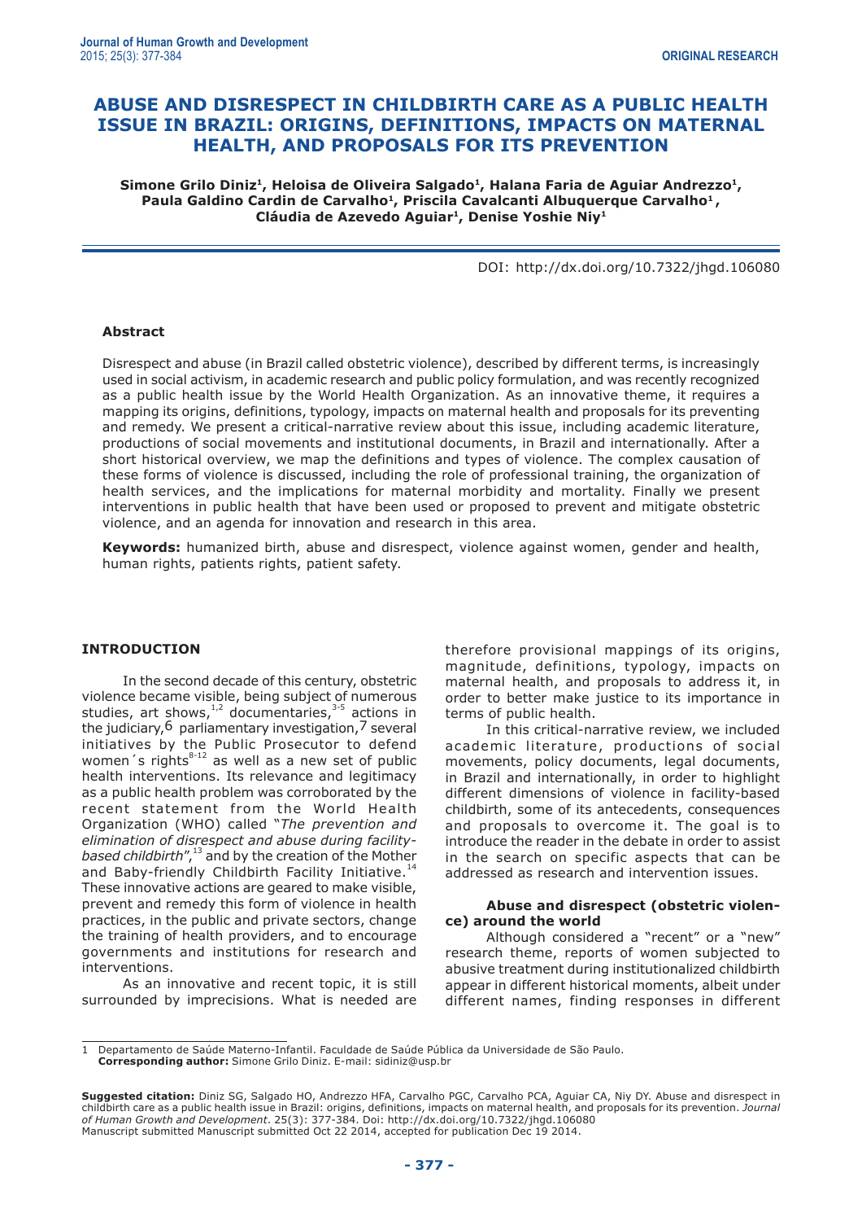# ABUSE AND DISRESPECT IN CHILDBIRTH CARE AS A PUBLIC HEALTH ISSUE IN BRAZIL: ORIGINS, DEFINITIONS, IMPACTS ON MATERNAL HEALTH, AND PROPOSALS FOR ITS PREVENTION

**Simone Grilo Diniz[1], Heloisa de Oliveira Salgado[1], Halana Faria de Aguiar Andrezzo[1], Paula Galdino Cardin de Carvalho[1], Priscila Cavalcanti Albuquerque Carvalho[1], Cláudia de Azevedo Aguiar[1], Denise Yoshie Niy[1]**

DOI: http://dx.doi.org/10.7322/jhgd.106080

**Abstract**

Disrespect and abuse (in Brazil called obstetric violence), described by different terms, is increasingly used in social activism, in academic research and public policy formulation, and was recently recognized as a public health issue by the World Health Organization. As an innovative theme, it requires a mapping its origins, definitions, typology, impacts on maternal health and proposals for its preventing and remedy. We present a critical-narrative review about this issue, including academic literature, productions of social movements and institutional documents, in Brazil and internationally. After a short historical overview, we map the definitions and types of violence. The complex causation of these forms of violence is discussed, including the role of professional training, the organization of health services, and the implications for maternal morbidity and mortality. Finally we present interventions in public health that have been used or proposed to prevent and mitigate obstetric violence, and an agenda for innovation and research in this area.

**Keywords:** humanized birth, abuse and disrespect, violence against women, gender and health, human rights, patients rights, patient safety.

## INTRODUCTION

In the second decade of this century, obstetric violence became visible, being subject of numerous studies, art shows,[1,2] documentaries,[3-5] actions in the judiciary,[6] parliamentary investigation,[7] several initiatives by the Public Prosecutor to defend women´s rights[8-12] as well as a new set of public health interventions. Its relevance and legitimacy as a public health problem was corroborated by the recent statement from the World Health Organization (WHO) called "*The prevention and elimination of disrespect and abuse during facility-based childbirth*",[13] and by the creation of the Mother and Baby-friendly Childbirth Facility Initiative.[14] These innovative actions are geared to make visible, prevent and remedy this form of violence in health practices, in the public and private sectors, change the training of health providers, and to encourage governments and institutions for research and interventions.

As an innovative and recent topic, it is still surrounded by imprecisions. What is needed are therefore provisional mappings of its origins, magnitude, definitions, typology, impacts on maternal health, and proposals to address it, in order to better make justice to its importance in terms of public health.

In this critical-narrative review, we included academic literature, productions of social movements, policy documents, legal documents, in Brazil and internationally, in order to highlight different dimensions of violence in facility-based childbirth, some of its antecedents, consequences and proposals to overcome it. The goal is to introduce the reader in the debate in order to assist in the search on specific aspects that can be addressed as research and intervention issues.

### Abuse and disrespect (obstetric violence) around the world

Although considered a "recent" or a "new" research theme, reports of women subjected to abusive treatment during institutionalized childbirth appear in different historical moments, albeit under different names, finding responses in different

---

1 Departamento de Saúde Materno-Infantil. Faculdade de Saúde Pública da Universidade de São Paulo.
**Corresponding author:** Simone Grilo Diniz. E-mail: sidiniz@usp.br

**Suggested citation:** Diniz SG, Salgado HO, Andrezzo HFA, Carvalho PGC, Carvalho PCA, Aguiar CA, Niy DY. Abuse and disrespect in childbirth care as a public health issue in Brazil: origins, definitions, impacts on maternal health, and proposals for its prevention. *Journal of Human Growth and Development*. 25(3): 377-384. Doi: http://dx.doi.org/10.7322/jhgd.106080
Manuscript submitted Manuscript submitted Oct 22 2014, accepted for publication Dec 19 2014.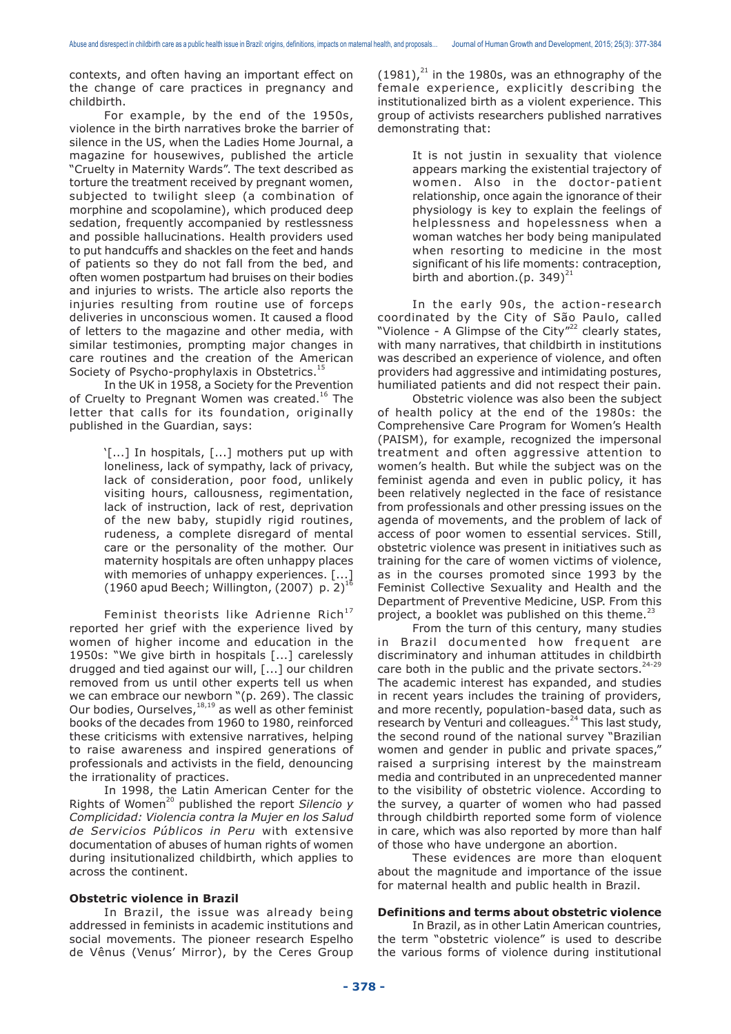contexts, and often having an important effect on the change of care practices in pregnancy and childbirth.

For example, by the end of the 1950s, violence in the birth narratives broke the barrier of silence in the US, when the Ladies Home Journal, a magazine for housewives, published the article "Cruelty in Maternity Wards". The text described as torture the treatment received by pregnant women, subjected to twilight sleep (a combination of morphine and scopolamine), which produced deep sedation, frequently accompanied by restlessness and possible hallucinations. Health providers used to put handcuffs and shackles on the feet and hands of patients so they do not fall from the bed, and often women postpartum had bruises on their bodies and injuries to wrists. The article also reports the injuries resulting from routine use of forceps deliveries in unconscious women. It caused a flood of letters to the magazine and other media, with similar testimonies, prompting major changes in care routines and the creation of the American Society of Psycho-prophylaxis in Obstetrics.[15]

In the UK in 1958, a Society for the Prevention of Cruelty to Pregnant Women was created.[16] The letter that calls for its foundation, originally published in the Guardian, says:

> '[...] In hospitals, [...] mothers put up with loneliness, lack of sympathy, lack of privacy, lack of consideration, poor food, unlikely visiting hours, callousness, regimentation, lack of instruction, lack of rest, deprivation of the new baby, stupidly rigid routines, rudeness, a complete disregard of mental care or the personality of the mother. Our maternity hospitals are often unhappy places with memories of unhappy experiences. [...] (1960 apud Beech; Willington, (2007) p. 2)[16]

Feminist theorists like Adrienne Rich[17] reported her grief with the experience lived by women of higher income and education in the 1950s: "We give birth in hospitals [...] carelessly drugged and tied against our will, [...] our children removed from us until other experts tell us when we can embrace our newborn "(p. 269). The classic Our bodies, Ourselves,[18,19] as well as other feminist books of the decades from 1960 to 1980, reinforced these criticisms with extensive narratives, helping to raise awareness and inspired generations of professionals and activists in the field, denouncing the irrationality of practices.

In 1998, the Latin American Center for the Rights of Women[20] published the report *Silencio y Complicidad: Violencia contra la Mujer en los Salud de Servicios Públicos in Peru* with extensive documentation of abuses of human rights of women during insitutionalized childbirth, which applies to across the continent.

**Obstetric violence in Brazil**

In Brazil, the issue was already being addressed in feminists in academic institutions and social movements. The pioneer research Espelho de Vênus (Venus' Mirror), by the Ceres Group (1981),[21] in the 1980s, was an ethnography of the female experience, explicitly describing the institutionalized birth as a violent experience. This group of activists researchers published narratives demonstrating that:

> It is not justin in sexuality that violence appears marking the existential trajectory of women. Also in the doctor-patient relationship, once again the ignorance of their physiology is key to explain the feelings of helplessness and hopelessness when a woman watches her body being manipulated when resorting to medicine in the most significant of his life moments: contraception, birth and abortion.(p. 349)[21]

In the early 90s, the action-research coordinated by the City of São Paulo, called "Violence - A Glimpse of the City"[22] clearly states, with many narratives, that childbirth in institutions was described an experience of violence, and often providers had aggressive and intimidating postures, humiliated patients and did not respect their pain.

Obstetric violence was also been the subject of health policy at the end of the 1980s: the Comprehensive Care Program for Women's Health (PAISM), for example, recognized the impersonal treatment and often aggressive attention to women's health. But while the subject was on the feminist agenda and even in public policy, it has been relatively neglected in the face of resistance from professionals and other pressing issues on the agenda of movements, and the problem of lack of access of poor women to essential services. Still, obstetric violence was present in initiatives such as training for the care of women victims of violence, as in the courses promoted since 1993 by the Feminist Collective Sexuality and Health and the Department of Preventive Medicine, USP. From this project, a booklet was published on this theme.[23]

From the turn of this century, many studies in Brazil documented how frequent are discriminatory and inhuman attitudes in childbirth care both in the public and the private sectors.[24-29] The academic interest has expanded, and studies in recent years includes the training of providers, and more recently, population-based data, such as research by Venturi and colleagues.[24] This last study, the second round of the national survey "Brazilian women and gender in public and private spaces," raised a surprising interest by the mainstream media and contributed in an unprecedented manner to the visibility of obstetric violence. According to the survey, a quarter of women who had passed through childbirth reported some form of violence in care, which was also reported by more than half of those who have undergone an abortion.

These evidences are more than eloquent about the magnitude and importance of the issue for maternal health and public health in Brazil.

**Definitions and terms about obstetric violence**

In Brazil, as in other Latin American countries, the term "obstetric violence" is used to describe the various forms of violence during institutional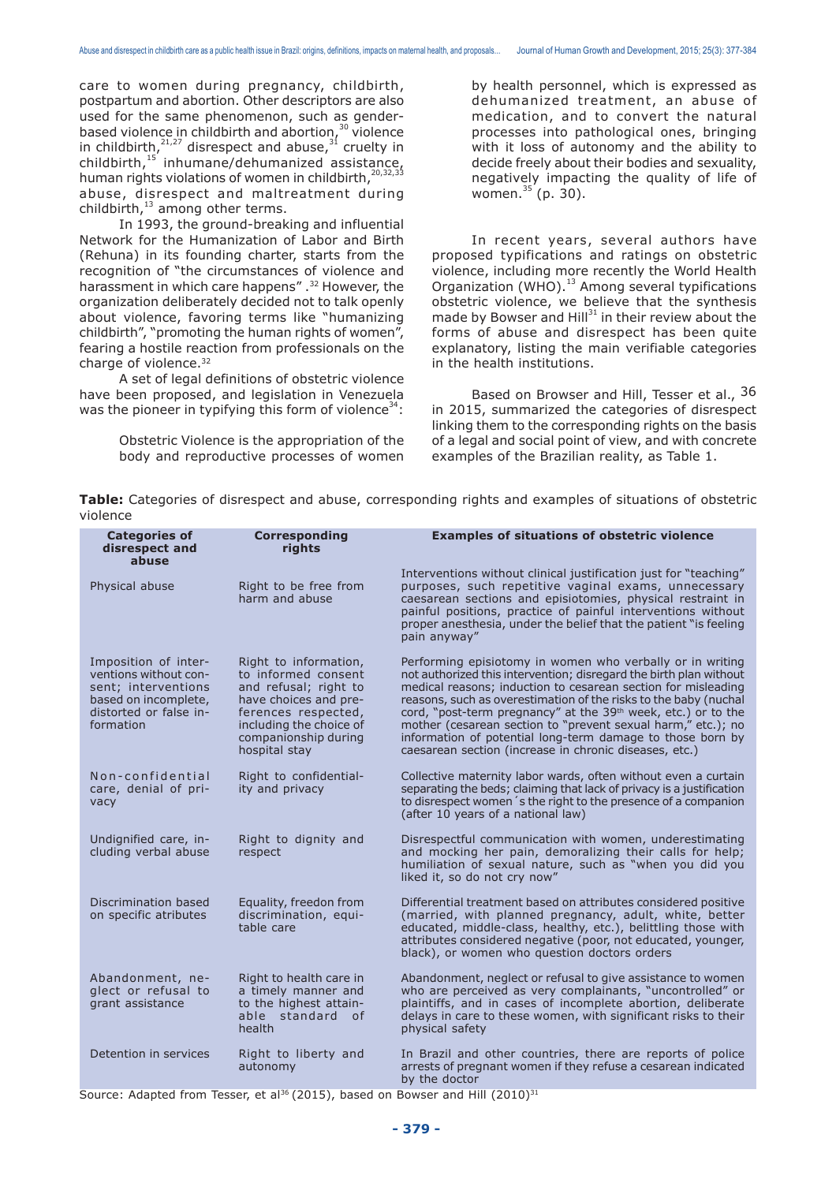care to women during pregnancy, childbirth, postpartum and abortion. Other descriptors are also used for the same phenomenon, such as gender-based violence in childbirth and abortion,[30] violence in childbirth,[21,27] disrespect and abuse,[31] cruelty in childbirth,[15] inhumane/dehumanized assistance, human rights violations of women in childbirth,[20,32,33] abuse, disrespect and maltreatment during childbirth,[13] among other terms.

In 1993, the ground-breaking and influential Network for the Humanization of Labor and Birth (Rehuna) in its founding charter, starts from the recognition of "the circumstances of violence and harassment in which care happens".[32] However, the organization deliberately decided not to talk openly about violence, favoring terms like "humanizing childbirth", "promoting the human rights of women", fearing a hostile reaction from professionals on the charge of violence.[32]

A set of legal definitions of obstetric violence have been proposed, and legislation in Venezuela was the pioneer in typifying this form of violence[34]:

> Obstetric Violence is the appropriation of the body and reproductive processes of women by health personnel, which is expressed as dehumanized treatment, an abuse of medication, and to convert the natural processes into pathological ones, bringing with it loss of autonomy and the ability to decide freely about their bodies and sexuality, negatively impacting the quality of life of women.[35] (p. 30).

In recent years, several authors have proposed typifications and ratings on obstetric violence, including more recently the World Health Organization (WHO).[13] Among several typifications obstetric violence, we believe that the synthesis made by Bowser and Hill[31] in their review about the forms of abuse and disrespect has been quite explanatory, listing the main verifiable categories in the health institutions.

Based on Browser and Hill, Tesser et al., [36] in 2015, summarized the categories of disrespect linking them to the corresponding rights on the basis of a legal and social point of view, and with concrete examples of the Brazilian reality, as Table 1.

**Table:** Categories of disrespect and abuse, corresponding rights and examples of situations of obstetric violence

| Categories of disrespect and abuse | Corresponding rights | Examples of situations of obstetric violence |
|---|---|---|
| Physical abuse | Right to be free from harm and abuse | Interventions without clinical justification just for "teaching" purposes, such repetitive vaginal exams, unnecessary caesarean sections and episiotomies, physical restraint in painful positions, practice of painful interventions without proper anesthesia, under the belief that the patient "is feeling pain anyway" |
| Imposition of interventions without consent; interventions based on incomplete, distorted or false information | Right to information, to informed consent and refusal; right to have choices and preferences respected, including the choice of companionship during hospital stay | Performing episiotomy in women who verbally or in writing not authorized this intervention; disregard the birth plan without medical reasons; induction to cesarean section for misleading reasons, such as overestimation of the risks to the baby (nuchal cord, "post-term pregnancy" at the 39th week, etc.) or to the mother (cesarean section to "prevent sexual harm," etc.); no information of potential long-term damage to those born by caesarean section (increase in chronic diseases, etc.) |
| Non-confidential care, denial of privacy | Right to confidentiality and privacy | Collective maternity labor wards, often without even a curtain separating the beds; claiming that lack of privacy is a justification to disrespect women´s the right to the presence of a companion (after 10 years of a national law) |
| Undignified care, including verbal abuse | Right to dignity and respect | Disrespectful communication with women, underestimating and mocking her pain, demoralizing their calls for help; humiliation of sexual nature, such as "when you did you liked it, so do not cry now" |
| Discrimination based on specific atributes | Equality, freedon from discrimination, equitable care | Differential treatment based on attributes considered positive (married, with planned pregnancy, adult, white, better educated, middle-class, healthy, etc.), belittling those with attributes considered negative (poor, not educated, younger, black), or women who question doctors orders |
| Abandonment, neglect or refusal to grant assistance | Right to health care in a timely manner and to the highest attainable standard of health | Abandonment, neglect or refusal to give assistance to women who are perceived as very complainants, "uncontrolled" or plaintiffs, and in cases of incomplete abortion, deliberate delays in care to these women, with significant risks to their physical safety |
| Detention in services | Right to liberty and autonomy | In Brazil and other countries, there are reports of police arrests of pregnant women if they refuse a cesarean indicated by the doctor |

Source: Adapted from Tesser, et al[36] (2015), based on Bowser and Hill (2010)[31]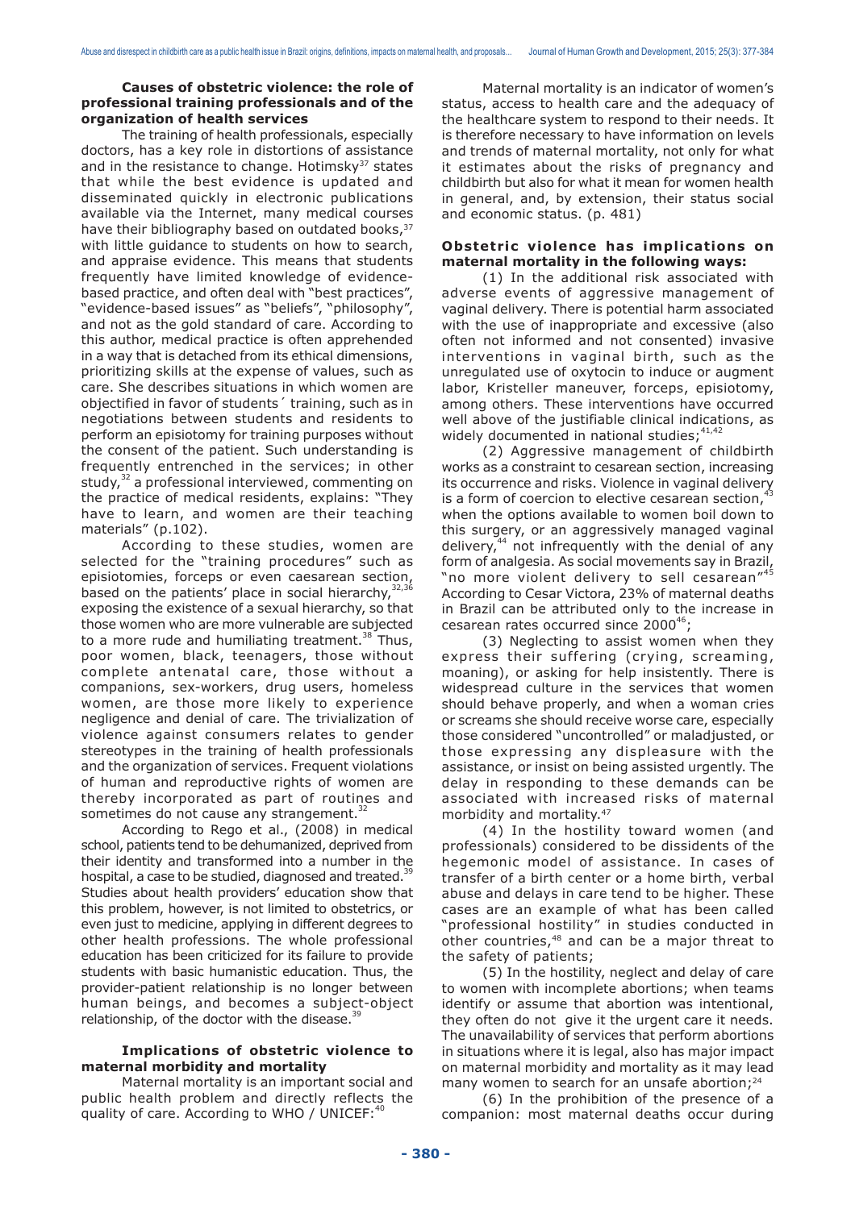### Causes of obstetric violence: the role of professional training professionals and of the organization of health services

The training of health professionals, especially doctors, has a key role in distortions of assistance and in the resistance to change. Hotimsky[37] states that while the best evidence is updated and disseminated quickly in electronic publications available via the Internet, many medical courses have their bibliography based on outdated books,[37] with little guidance to students on how to search, and appraise evidence. This means that students frequently have limited knowledge of evidence-based practice, and often deal with "best practices", "evidence-based issues" as "beliefs", "philosophy", and not as the gold standard of care. According to this author, medical practice is often apprehended in a way that is detached from its ethical dimensions, prioritizing skills at the expense of values, such as care. She describes situations in which women are objectified in favor of students´ training, such as in negotiations between students and residents to perform an episiotomy for training purposes without the consent of the patient. Such understanding is frequently entrenched in the services; in other study,[32] a professional interviewed, commenting on the practice of medical residents, explains: "They have to learn, and women are their teaching materials" (p.102).

According to these studies, women are selected for the "training procedures" such as episiotomies, forceps or even caesarean section, based on the patients' place in social hierarchy,[32,36] exposing the existence of a sexual hierarchy, so that those women who are more vulnerable are subjected to a more rude and humiliating treatment.[38] Thus, poor women, black, teenagers, those without complete antenatal care, those without a companions, sex-workers, drug users, homeless women, are those more likely to experience negligence and denial of care. The trivialization of violence against consumers relates to gender stereotypes in the training of health professionals and the organization of services. Frequent violations of human and reproductive rights of women are thereby incorporated as part of routines and sometimes do not cause any strangement.[32]

According to Rego et al., (2008) in medical school, patients tend to be dehumanized, deprived from their identity and transformed into a number in the hospital, a case to be studied, diagnosed and treated.[39] Studies about health providers' education show that this problem, however, is not limited to obstetrics, or even just to medicine, applying in different degrees to other health professions. The whole professional education has been criticized for its failure to provide students with basic humanistic education. Thus, the provider-patient relationship is no longer between human beings, and becomes a subject-object relationship, of the doctor with the disease.[39]

### Implications of obstetric violence to maternal morbidity and mortality

Maternal mortality is an important social and public health problem and directly reflects the quality of care. According to WHO / UNICEF:[40]

> Maternal mortality is an indicator of women's status, access to health care and the adequacy of the healthcare system to respond to their needs. It is therefore necessary to have information on levels and trends of maternal mortality, not only for what it estimates about the risks of pregnancy and childbirth but also for what it mean for women health in general, and, by extension, their status social and economic status. (p. 481)

### Obstetric violence has implications on maternal mortality in the following ways:

(1) In the additional risk associated with adverse events of aggressive management of vaginal delivery. There is potential harm associated with the use of inappropriate and excessive (also often not informed and not consented) invasive interventions in vaginal birth, such as the unregulated use of oxytocin to induce or augment labor, Kristeller maneuver, forceps, episiotomy, among others. These interventions have occurred well above of the justifiable clinical indications, as widely documented in national studies;[41,42]

(2) Aggressive management of childbirth works as a constraint to cesarean section, increasing its occurrence and risks. Violence in vaginal delivery is a form of coercion to elective cesarean section,[43] when the options available to women boil down to this surgery, or an aggressively managed vaginal delivery,[44] not infrequently with the denial of any form of analgesia. As social movements say in Brazil, "no more violent delivery to sell cesarean"[45] According to Cesar Victora, 23% of maternal deaths in Brazil can be attributed only to the increase in cesarean rates occurred since 2000[46];

(3) Neglecting to assist women when they express their suffering (crying, screaming, moaning), or asking for help insistently. There is widespread culture in the services that women should behave properly, and when a woman cries or screams she should receive worse care, especially those considered "uncontrolled" or maladjusted, or those expressing any displeasure with the assistance, or insist on being assisted urgently. The delay in responding to these demands can be associated with increased risks of maternal morbidity and mortality.[47]

(4) In the hostility toward women (and professionals) considered to be dissidents of the hegemonic model of assistance. In cases of transfer of a birth center or a home birth, verbal abuse and delays in care tend to be higher. These cases are an example of what has been called "professional hostility" in studies conducted in other countries,[48] and can be a major threat to the safety of patients;

(5) In the hostility, neglect and delay of care to women with incomplete abortions; when teams identify or assume that abortion was intentional, they often do not give it the urgent care it needs. The unavailability of services that perform abortions in situations where it is legal, also has major impact on maternal morbidity and mortality as it may lead many women to search for an unsafe abortion;[24]

(6) In the prohibition of the presence of a companion: most maternal deaths occur during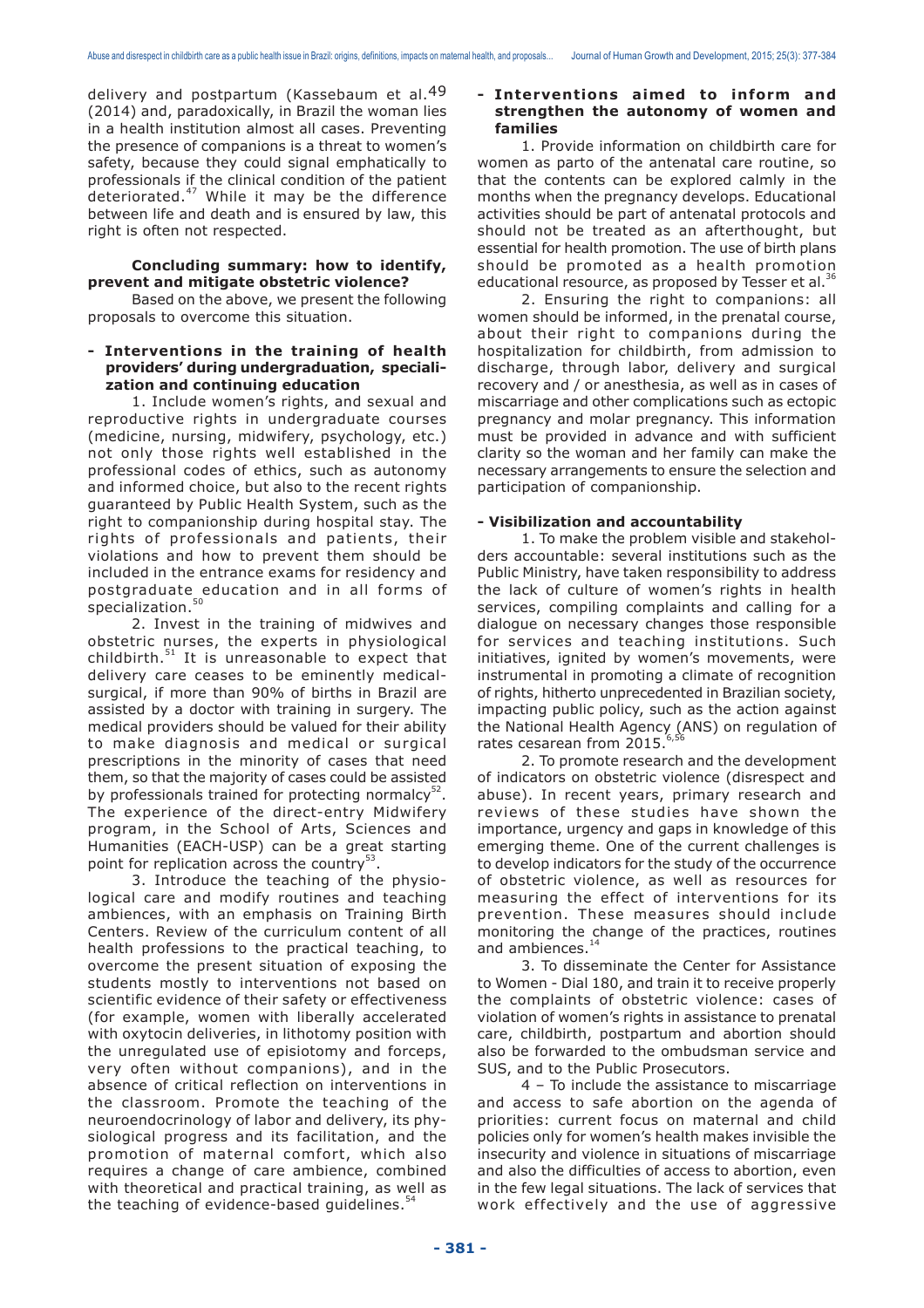delivery and postpartum (Kassebaum et al.[49] (2014) and, paradoxically, in Brazil the woman lies in a health institution almost all cases. Preventing the presence of companions is a threat to women's safety, because they could signal emphatically to professionals if the clinical condition of the patient deteriorated.[47] While it may be the difference between life and death and is ensured by law, this right is often not respected.

## Concluding summary: how to identify, prevent and mitigate obstetric violence?

Based on the above, we present the following proposals to overcome this situation.

### - Interventions in the training of health providers' during undergraduation, specialization and continuing education

1. Include women's rights, and sexual and reproductive rights in undergraduate courses (medicine, nursing, midwifery, psychology, etc.) not only those rights well established in the professional codes of ethics, such as autonomy and informed choice, but also to the recent rights guaranteed by Public Health System, such as the right to companionship during hospital stay. The rights of professionals and patients, their violations and how to prevent them should be included in the entrance exams for residency and postgraduate education and in all forms of specialization.[50]

2. Invest in the training of midwives and obstetric nurses, the experts in physiological childbirth.[51] It is unreasonable to expect that delivery care ceases to be eminently medical-surgical, if more than 90% of births in Brazil are assisted by a doctor with training in surgery. The medical providers should be valued for their ability to make diagnosis and medical or surgical prescriptions in the minority of cases that need them, so that the majority of cases could be assisted by professionals trained for protecting normalcy[52]. The experience of the direct-entry Midwifery program, in the School of Arts, Sciences and Humanities (EACH-USP) can be a great starting point for replication across the country[53].

3. Introduce the teaching of the physiological care and modify routines and teaching ambiences, with an emphasis on Training Birth Centers. Review of the curriculum content of all health professions to the practical teaching, to overcome the present situation of exposing the students mostly to interventions not based on scientific evidence of their safety or effectiveness (for example, women with liberally accelerated with oxytocin deliveries, in lithotomy position with the unregulated use of episiotomy and forceps, very often without companions), and in the absence of critical reflection on interventions in the classroom. Promote the teaching of the neuroendocrinology of labor and delivery, its physiological progress and its facilitation, and the promotion of maternal comfort, which also requires a change of care ambience, combined with theoretical and practical training, as well as the teaching of evidence-based guidelines.[54]

### - Interventions aimed to inform and strengthen the autonomy of women and families

1. Provide information on childbirth care for women as parto of the antenatal care routine, so that the contents can be explored calmly in the months when the pregnancy develops. Educational activities should be part of antenatal protocols and should not be treated as an afterthought, but essential for health promotion. The use of birth plans should be promoted as a health promotion educational resource, as proposed by Tesser et al.[36]

2. Ensuring the right to companions: all women should be informed, in the prenatal course, about their right to companions during the hospitalization for childbirth, from admission to discharge, through labor, delivery and surgical recovery and / or anesthesia, as well as in cases of miscarriage and other complications such as ectopic pregnancy and molar pregnancy. This information must be provided in advance and with sufficient clarity so the woman and her family can make the necessary arrangements to ensure the selection and participation of companionship.

### - Visibilization and accountability

1. To make the problem visible and stakeholders accountable: several institutions such as the Public Ministry, have taken responsibility to address the lack of culture of women's rights in health services, compiling complaints and calling for a dialogue on necessary changes those responsible for services and teaching institutions. Such initiatives, ignited by women's movements, were instrumental in promoting a climate of recognition of rights, hitherto unprecedented in Brazilian society, impacting public policy, such as the action against the National Health Agency (ANS) on regulation of rates cesarean from 2015.[6,56]

2. To promote research and the development of indicators on obstetric violence (disrespect and abuse). In recent years, primary research and reviews of these studies have shown the importance, urgency and gaps in knowledge of this emerging theme. One of the current challenges is to develop indicators for the study of the occurrence of obstetric violence, as well as resources for measuring the effect of interventions for its prevention. These measures should include monitoring the change of the practices, routines and ambiences.[14]

3. To disseminate the Center for Assistance to Women - Dial 180, and train it to receive properly the complaints of obstetric violence: cases of violation of women's rights in assistance to prenatal care, childbirth, postpartum and abortion should also be forwarded to the ombudsman service and SUS, and to the Public Prosecutors.

4 – To include the assistance to miscarriage and access to safe abortion on the agenda of priorities: current focus on maternal and child policies only for women's health makes invisible the insecurity and violence in situations of miscarriage and also the difficulties of access to abortion, even in the few legal situations. The lack of services that work effectively and the use of aggressive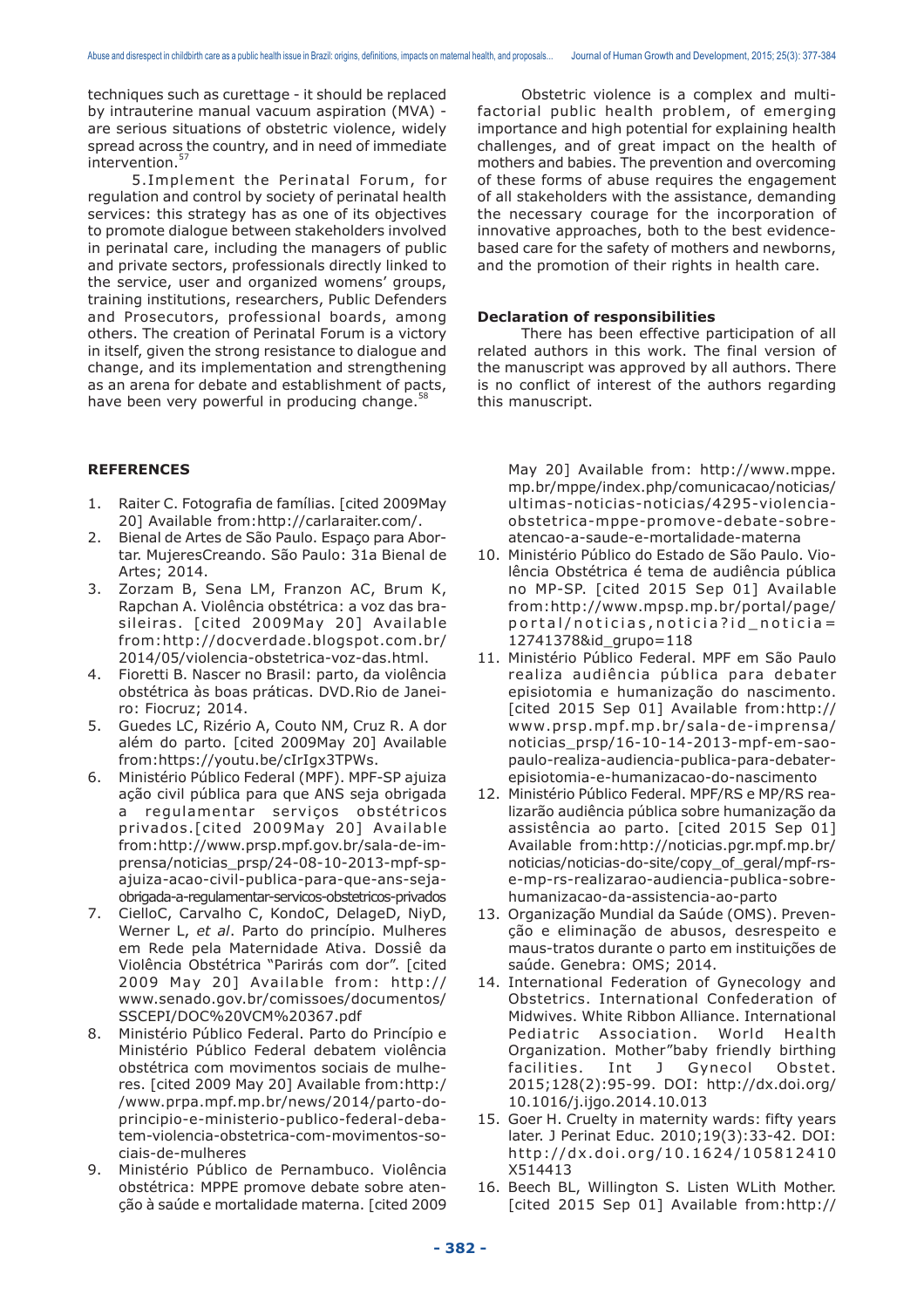techniques such as curettage - it should be replaced by intrauterine manual vacuum aspiration (MVA) - are serious situations of obstetric violence, widely spread across the country, and in need of immediate intervention.[57]

5.Implement the Perinatal Forum, for regulation and control by society of perinatal health services: this strategy has as one of its objectives to promote dialogue between stakeholders involved in perinatal care, including the managers of public and private sectors, professionals directly linked to the service, user and organized womens' groups, training institutions, researchers, Public Defenders and Prosecutors, professional boards, among others. The creation of Perinatal Forum is a victory in itself, given the strong resistance to dialogue and change, and its implementation and strengthening as an arena for debate and establishment of pacts, have been very powerful in producing change.[58]

Obstetric violence is a complex and multi-factorial public health problem, of emerging importance and high potential for explaining health challenges, and of great impact on the health of mothers and babies. The prevention and overcoming of these forms of abuse requires the engagement of all stakeholders with the assistance, demanding the necessary courage for the incorporation of innovative approaches, both to the best evidence-based care for the safety of mothers and newborns, and the promotion of their rights in health care.

**Declaration of responsibilities**

There has been effective participation of all related authors in this work. The final version of the manuscript was approved by all authors. There is no conflict of interest of the authors regarding this manuscript.

**REFERENCES**

1. Raiter C. Fotografia de famílias. [cited 2009May 20] Available from:http://carlaraiter.com/.
2. Bienal de Artes de São Paulo. Espaço para Abortar. MujeresCreando. São Paulo: 31a Bienal de Artes; 2014.
3. Zorzam B, Sena LM, Franzon AC, Brum K, Rapchan A. Violência obstétrica: a voz das brasileiras. [cited 2009May 20] Available from:http://docverdade.blogspot.com.br/2014/05/violencia-obstetrica-voz-das.html.
4. Fioretti B. Nascer no Brasil: parto, da violência obstétrica às boas práticas. DVD.Rio de Janeiro: Fiocruz; 2014.
5. Guedes LC, Rizério A, Couto NM, Cruz R. A dor além do parto. [cited 2009May 20] Available from:https://youtu.be/cIrIgx3TPWs.
6. Ministério Público Federal (MPF). MPF-SP ajuiza ação civil pública para que ANS seja obrigada a regulamentar serviços obstétricos privados.[cited 2009May 20] Available from:http://www.prsp.mpf.gov.br/sala-de-imprensa/noticias_prsp/24-08-10-2013-mpf-sp-ajuiza-acao-civil-publica-para-que-ans-seja-obrigada-a-regulamentar-servicos-obstetricos-privados
7. CielloC, Carvalho C, KondoC, DelageD, NiyD, Werner L, *et al*. Parto do princípio. Mulheres em Rede pela Maternidade Ativa. Dossiê da Violência Obstétrica "Parirás com dor". [cited 2009 May 20] Available from: http://www.senado.gov.br/comissoes/documentos/SSCEPI/DOC%20VCM%20367.pdf
8. Ministério Público Federal. Parto do Princípio e Ministério Público Federal debatem violência obstétrica com movimentos sociais de mulheres. [cited 2009 May 20] Available from:http://www.prpa.mpf.mp.br/news/2014/parto-do-principio-e-ministerio-publico-federal-debatem-violencia-obstetrica-com-movimentos-sociais-de-mulheres
9. Ministério Público de Pernambuco. Violência obstétrica: MPPE promove debate sobre atenção à saúde e mortalidade materna. [cited 2009 May 20] Available from: http://www.mppe.mp.br/mppe/index.php/comunicacao/noticias/ultimas-noticias-noticias/4295-violencia-obstetrica-mppe-promove-debate-sobre-atencao-a-saude-e-mortalidade-materna
10. Ministério Público do Estado de São Paulo. Violência Obstétrica é tema de audiência pública no MP-SP. [cited 2015 Sep 01] Available from:http://www.mpsp.mp.br/portal/page/portal/noticias,noticia?id_noticia=12741378&id_grupo=118
11. Ministério Público Federal. MPF em São Paulo realiza audiência pública para debater episiotomia e humanização do nascimento. [cited 2015 Sep 01] Available from:http://www.prsp.mpf.mp.br/sala-de-imprensa/noticias_prsp/16-10-14-2013-mpf-em-sao-paulo-realiza-audiencia-publica-para-debater-episiotomia-e-humanizacao-do-nascimento
12. Ministério Público Federal. MPF/RS e MP/RS realizarão audiência pública sobre humanização da assistência ao parto. [cited 2015 Sep 01] Available from:http://noticias.pgr.mpf.mp.br/noticias/noticias-do-site/copy_of_geral/mpf-rs-e-mp-rs-realizarao-audiencia-publica-sobre-humanizacao-da-assistencia-ao-parto
13. Organização Mundial da Saúde (OMS). Prevenção e eliminação de abusos, desrespeito e maus-tratos durante o parto em instituições de saúde. Genebra: OMS; 2014.
14. International Federation of Gynecology and Obstetrics. International Confederation of Midwives. White Ribbon Alliance. International Pediatric Association. World Health Organization. Mother"baby friendly birthing facilities. Int J Gynecol Obstet. 2015;128(2):95-99. DOI: http://dx.doi.org/10.1016/j.ijgo.2014.10.013
15. Goer H. Cruelty in maternity wards: fifty years later. J Perinat Educ. 2010;19(3):33-42. DOI: http://dx.doi.org/10.1624/105812410X514413
16. Beech BL, Willington S. Listen WLith Mother. [cited 2015 Sep 01] Available from:http://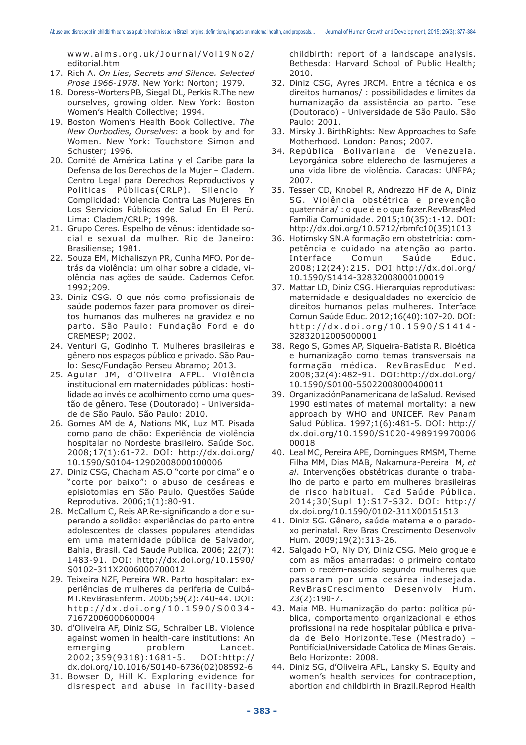www.aims.org.uk/Journal/Vol19No2/editorial.htm

17. Rich A. *On Lies, Secrets and Silence. Selected Prose 1966-1978*. New York: Norton; 1979.
18. Doress-Worters PB, Siegal DL, Perkis R.The new ourselves, growing older. New York: Boston Women's Health Collective; 1994.
19. Boston Women's Health Book Collective. *The New Ourbodies, Ourselves*: a book by and for Women. New York: Touchstone Simon and Schuster; 1996.
20. Comité de América Latina y el Caribe para la Defensa de los Derechos de la Mujer – Cladem. Centro Legal para Derechos Reproductivos y Politicas Públicas(CRLP). Silencio Y Complicidad: Violencia Contra Las Mujeres En Los Servicios Públicos de Salud En El Perú. Lima: Cladem/CRLP; 1998.
21. Grupo Ceres. Espelho de vênus: identidade social e sexual da mulher. Rio de Janeiro: Brasiliense; 1981.
22. Souza EM, Michaliszyn PR, Cunha MFO. Por detrás da violência: um olhar sobre a cidade, violência nas ações de saúde. Cadernos Cefor. 1992;209.
23. Diniz CSG. O que nós como profissionais de saúde podemos fazer para promover os direitos humanos das mulheres na gravidez e no parto. São Paulo: Fundação Ford e do CREMESP; 2002.
24. Venturi G, Godinho T. Mulheres brasileiras e gênero nos espaços público e privado. São Paulo: Sesc/Fundação Perseu Abramo; 2013.
25. Aguiar JM, d'Oliveira AFPL. Violência institucional em maternidades públicas: hostilidade ao invés de acolhimento como uma questão de gênero. Tese (Doutorado) - Universidade de São Paulo. São Paulo: 2010.
26. Gomes AM de A, Nations MK, Luz MT. Pisada como pano de chão: Experiência de violência hospitalar no Nordeste brasileiro. Saúde Soc. 2008;17(1):61-72. DOI: http://dx.doi.org/10.1590/S0104-12902008000100006
27. Diniz CSG, Chacham AS.O "corte por cima" e o "corte por baixo": o abuso de cesáreas e episiotomias em São Paulo. Questões Saúde Reprodutiva. 2006;1(1):80-91.
28. McCallum C, Reis AP.Re-significando a dor e superando a solidão: experiências do parto entre adolescentes de classes populares atendidas em uma maternidade pública de Salvador, Bahia, Brasil. Cad Saude Publica. 2006; 22(7): 1483-91. DOI: http://dx.doi.org/10.1590/S0102-311X2006000700012
29. Teixeira NZF, Pereira WR. Parto hospitalar: experiências de mulheres da periferia de Cuibá-MT.RevBrasEnferm. 2006;59(2):740-44. DOI: http://dx.doi.org/10.1590/S0034-71672006000600004
30. d'Oliveira AF, Diniz SG, Schraiber LB. Violence against women in health-care institutions: An emerging problem Lancet. 2002;359(9318):1681-5. DOI:http://dx.doi.org/10.1016/S0140-6736(02)08592-6
31. Bowser D, Hill K. Exploring evidence for disrespect and abuse in facility-based childbirth: report of a landscape analysis. Bethesda: Harvard School of Public Health; 2010.
32. Diniz CSG, Ayres JRCM. Entre a técnica e os direitos humanos/ : possibilidades e limites da humanização da assistência ao parto. Tese (Doutorado) - Universidade de São Paulo. São Paulo: 2001.
33. Mirsky J. BirthRights: New Approaches to Safe Motherhood. London: Panos; 2007.
34. República Bolivariana de Venezuela. Leyorgánica sobre elderecho de lasmujeres a una vida libre de violência. Caracas: UNFPA; 2007.
35. Tesser CD, Knobel R, Andrezzo HF de A, Diniz SG. Violência obstétrica e prevenção quaternária/ : o que é e o que fazer.RevBrasMed Família Comunidade. 2015;10(35):1-12. DOI: http://dx.doi.org/10.5712/rbmfc10(35)1013
36. Hotimsky SN.A formação em obstetrícia: competência e cuidado na atenção ao parto. Interface Comun Saúde Educ. 2008;12(24):215. DOI:http://dx.doi.org/10.1590/S1414-32832008000100019
37. Mattar LD, Diniz CSG. Hierarquias reprodutivas: maternidade e desigualdades no exercício de direitos humanos pelas mulheres. Interface Comun Saúde Educ. 2012;16(40):107-20. DOI: http://dx.doi.org/10.1590/S1414-32832012005000001
38. Rego S, Gomes AP, Siqueira-Batista R. Bioética e humanização como temas transversais na formação médica. RevBrasEduc Med. 2008;32(4):482-91. DOI:http://dx.doi.org/10.1590/S0100-55022008000400011
39. OrganizaciónPanamericana de laSalud. Revised 1990 estimates of maternal mortality: a new approach by WHO and UNICEF. Rev Panam Salud Pública. 1997;1(6):481-5. DOI: http://dx.doi.org/10.1590/S1020-49891997000600018
40. Leal MC, Pereira APE, Domingues RMSM, Theme Filha MM, Dias MAB, Nakamura-Pereira M, *et al*. Intervenções obstétricas durante o trabalho de parto e parto em mulheres brasileiras de risco habitual. Cad Saúde Pública. 2014;30(Supl 1):S17-S32. DOI: http://dx.doi.org/10.1590/0102-311X00151513
41. Diniz SG. Gênero, saúde materna e o paradoxo perinatal. Rev Bras Crescimento Desenvolv Hum. 2009;19(2):313-26.
42. Salgado HO, Niy DY, Diniz CSG. Meio grogue e com as mãos amarradas: o primeiro contato com o recém-nascido segundo mulheres que passaram por uma cesárea indesejada. RevBrasCrescimento Desenvolv Hum. 23(2):190-7.
43. Maia MB. Humanização do parto: política pública, comportamento organizacional e ethos profissional na rede hospitalar pública e privada de Belo Horizonte.Tese (Mestrado) – PontifíciaUniversidade Católica de Minas Gerais. Belo Horizonte: 2008.
44. Diniz SG, d'Oliveira AFL, Lansky S. Equity and women's health services for contraception, abortion and childbirth in Brazil.Reprod Health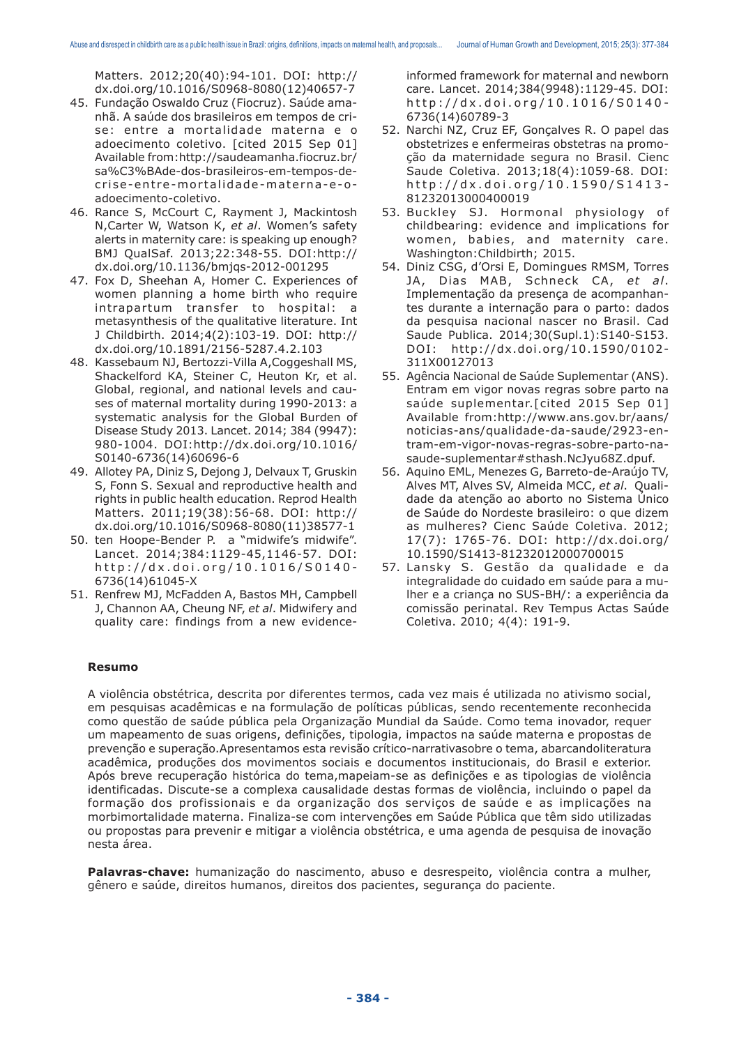Matters. 2012;20(40):94-101. DOI: http://dx.doi.org/10.1016/S0968-8080(12)40657-7

45. Fundação Oswaldo Cruz (Fiocruz). Saúde amanhã. A saúde dos brasileiros em tempos de crise: entre a mortalidade materna e o adoecimento coletivo. [cited 2015 Sep 01] Available from:http://saudeamanha.fiocruz.br/sa%C3%BAde-dos-brasileiros-em-tempos-de-crise-entre-a-mortalidade-materna-e-o-adoecimento-coletivo.
46. Rance S, McCourt C, Rayment J, Mackintosh N,Carter W, Watson K, *et al*. Women's safety alerts in maternity care: is speaking up enough? BMJ QualSaf. 2013;22:348-55. DOI:http://dx.doi.org/10.1136/bmjqs-2012-001295
47. Fox D, Sheehan A, Homer C. Experiences of women planning a home birth who require intrapartum transfer to hospital: a metasynthesis of the qualitative literature. Int J Childbirth. 2014;4(2):103-19. DOI: http://dx.doi.org/10.1891/2156-5287.4.2.103
48. Kassebaum NJ, Bertozzi-Villa A,Coggeshall MS, Shackelford KA, Steiner C, Heuton Kr, et al. Global, regional, and national levels and causes of maternal mortality during 1990-2013: a systematic analysis for the Global Burden of Disease Study 2013. Lancet. 2014; 384 (9947): 980-1004. DOI:http://dx.doi.org/10.1016/S0140-6736(14)60696-6
49. Allotey PA, Diniz S, Dejong J, Delvaux T, Gruskin S, Fonn S. Sexual and reproductive health and rights in public health education. Reprod Health Matters. 2011;19(38):56-68. DOI: http://dx.doi.org/10.1016/S0968-8080(11)38577-1
50. ten Hoope-Bender P. a "midwife's midwife". Lancet. 2014;384:1129-45,1146-57. DOI: http://dx.doi.org/10.1016/S0140-6736(14)61045-X
51. Renfrew MJ, McFadden A, Bastos MH, Campbell J, Channon AA, Cheung NF, *et al*. Midwifery and quality care: findings from a new evidence-informed framework for maternal and newborn care. Lancet. 2014;384(9948):1129-45. DOI: http://dx.doi.org/10.1016/S0140-6736(14)60789-3
52. Narchi NZ, Cruz EF, Gonçalves R. O papel das obstetrizes e enfermeiras obstetras na promoção da maternidade segura no Brasil. Cienc Saude Coletiva. 2013;18(4):1059-68. DOI: http://dx.doi.org/10.1590/S1413-81232013000400019
53. Buckley SJ. Hormonal physiology of childbearing: evidence and implications for women, babies, and maternity care. Washington:Childbirth; 2015.
54. Diniz CSG, d'Orsi E, Domingues RMSM, Torres JA, Dias MAB, Schneck CA, *et al*. Implementação da presença de acompanhantes durante a internação para o parto: dados da pesquisa nacional nascer no Brasil. Cad Saude Publica. 2014;30(Supl.1):S140-S153. DOI: http://dx.doi.org/10.1590/0102-311X00127013
55. Agência Nacional de Saúde Suplementar (ANS). Entram em vigor novas regras sobre parto na saúde suplementar.[cited 2015 Sep 01] Available from:http://www.ans.gov.br/aans/noticias-ans/qualidade-da-saude/2923-entram-em-vigor-novas-regras-sobre-parto-na-saude-suplementar#sthash.NcJyu68Z.dpuf.
56. Aquino EML, Menezes G, Barreto-de-Araújo TV, Alves MT, Alves SV, Almeida MCC, *et al*. Qualidade da atenção ao aborto no Sistema Único de Saúde do Nordeste brasileiro: o que dizem as mulheres? Cienc Saúde Coletiva. 2012; 17(7): 1765-76. DOI: http://dx.doi.org/10.1590/S1413-81232012000700015
57. Lansky S. Gestão da qualidade e da integralidade do cuidado em saúde para a mulher e a criança no SUS-BH/: a experiência da comissão perinatal. Rev Tempus Actas Saúde Coletiva. 2010; 4(4): 191-9.

**Resumo**

A violência obstétrica, descrita por diferentes termos, cada vez mais é utilizada no ativismo social, em pesquisas acadêmicas e na formulação de políticas públicas, sendo recentemente reconhecida como questão de saúde pública pela Organização Mundial da Saúde. Como tema inovador, requer um mapeamento de suas origens, definições, tipologia, impactos na saúde materna e propostas de prevenção e superação.Apresentamos esta revisão crítico-narrativasobre o tema, abarcandoliteratura acadêmica, produções dos movimentos sociais e documentos institucionais, do Brasil e exterior. Após breve recuperação histórica do tema,mapeiam-se as definições e as tipologias de violência identificadas. Discute-se a complexa causalidade destas formas de violência, incluindo o papel da formação dos profissionais e da organização dos serviços de saúde e as implicações na morbimortalidade materna. Finaliza-se com intervenções em Saúde Pública que têm sido utilizadas ou propostas para prevenir e mitigar a violência obstétrica, e uma agenda de pesquisa de inovação nesta área.

**Palavras-chave:** humanização do nascimento, abuso e desrespeito, violência contra a mulher, gênero e saúde, direitos humanos, direitos dos pacientes, segurança do paciente.